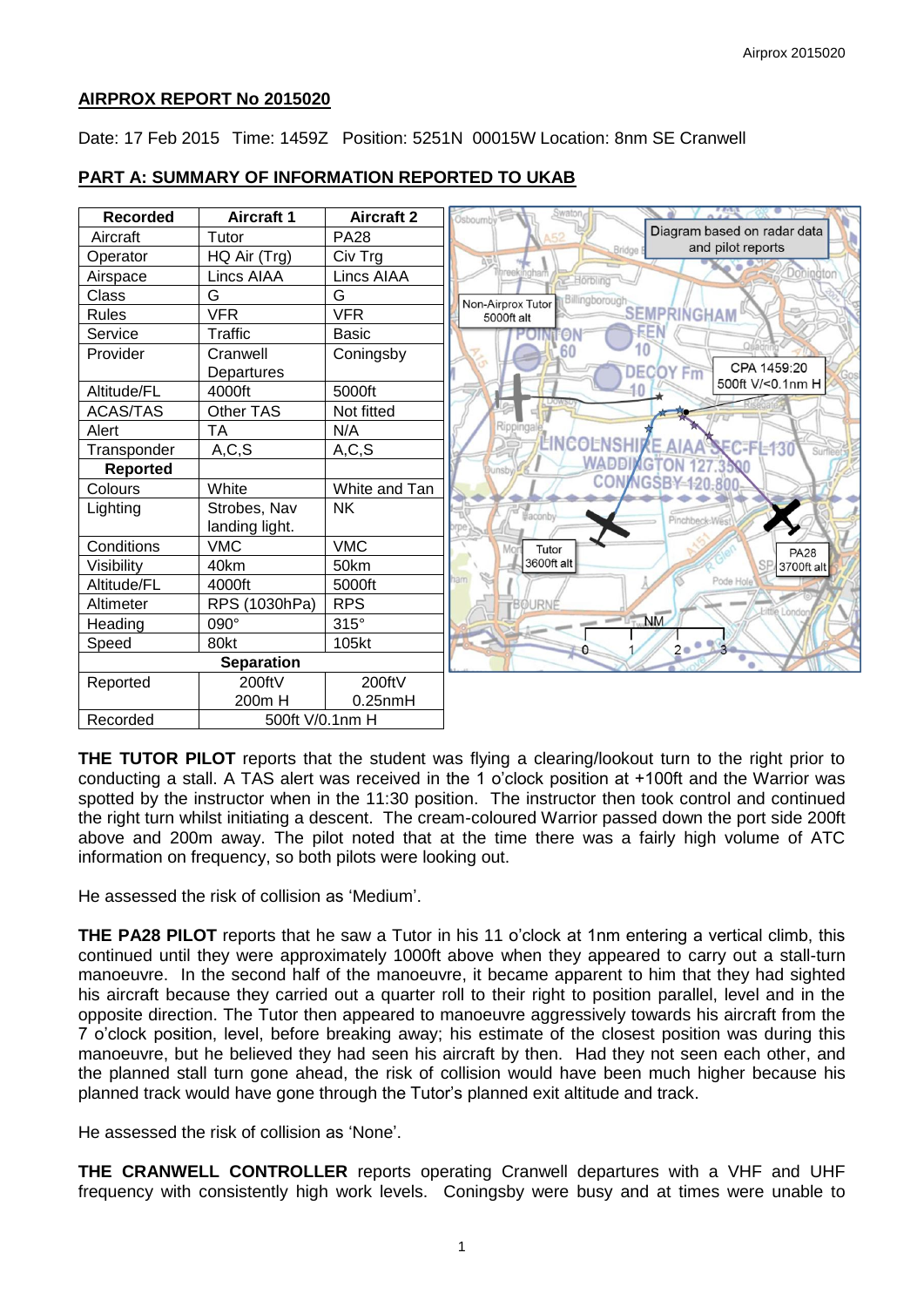## AIRPROX REPORT No 2015020

Date: 17 Feb 2015 Time: 1459Z Position: 5251N 00015W Location: 8nm SE Cranwell

## PART A: SUMMARY OF INFORMATION REPORTED TO UKAB

| Recorded | Aircraft 1 | Aircraft 2 |
|---|---|---|
| Aircraft | Tutor | PA28 |
| Operator | HQ Air (Trg) | Civ Trg |
| Airspace | Lincs AIAA | Lincs AIAA |
| Class | G | G |
| Rules | VFR | VFR |
| Service | Traffic | Basic |
| Provider | Cranwell Departures | Coningsby |
| Altitude/FL | 4000ft | 5000ft |
| ACAS/TAS | Other TAS | Not fitted |
| Alert | TA | N/A |
| Transponder | A,C,S | A,C,S |
| **Reported** | | |
| Colours | White | White and Tan |
| Lighting | Strobes, Nav landing light. | NK |
| Conditions | VMC | VMC |
| Visibility | 40km | 50km |
| Altitude/FL | 4000ft | 5000ft |
| Altimeter | RPS (1030hPa) | RPS |
| Heading | 090° | 315° |
| Speed | 80kt | 105kt |
| **Separation** | | |
| Reported | 200ftV 200m H | 200ftV 0.25nmH |
| Recorded | 500ft V/0.1nm H | |

Diagram based on radar data and pilot reports

Non-Airprox Tutor 5000ft alt

CPA 1459:20 500ft V/<0.1nm H

Tutor 3600ft alt

PA28 3700ft alt

**THE TUTOR PILOT** reports that the student was flying a clearing/lookout turn to the right prior to conducting a stall. A TAS alert was received in the 1 o'clock position at +100ft and the Warrior was spotted by the instructor when in the 11:30 position. The instructor then took control and continued the right turn whilst initiating a descent. The cream-coloured Warrior passed down the port side 200ft above and 200m away. The pilot noted that at the time there was a fairly high volume of ATC information on frequency, so both pilots were looking out.

He assessed the risk of collision as 'Medium'.

**THE PA28 PILOT** reports that he saw a Tutor in his 11 o'clock at 1nm entering a vertical climb, this continued until they were approximately 1000ft above when they appeared to carry out a stall-turn manoeuvre. In the second half of the manoeuvre, it became apparent to him that they had sighted his aircraft because they carried out a quarter roll to their right to position parallel, level and in the opposite direction. The Tutor then appeared to manoeuvre aggressively towards his aircraft from the 7 o'clock position, level, before breaking away; his estimate of the closest position was during this manoeuvre, but he believed they had seen his aircraft by then. Had they not seen each other, and the planned stall turn gone ahead, the risk of collision would have been much higher because his planned track would have gone through the Tutor's planned exit altitude and track.

He assessed the risk of collision as 'None'.

**THE CRANWELL CONTROLLER** reports operating Cranwell departures with a VHF and UHF frequency with consistently high work levels. Coningsby were busy and at times were unable to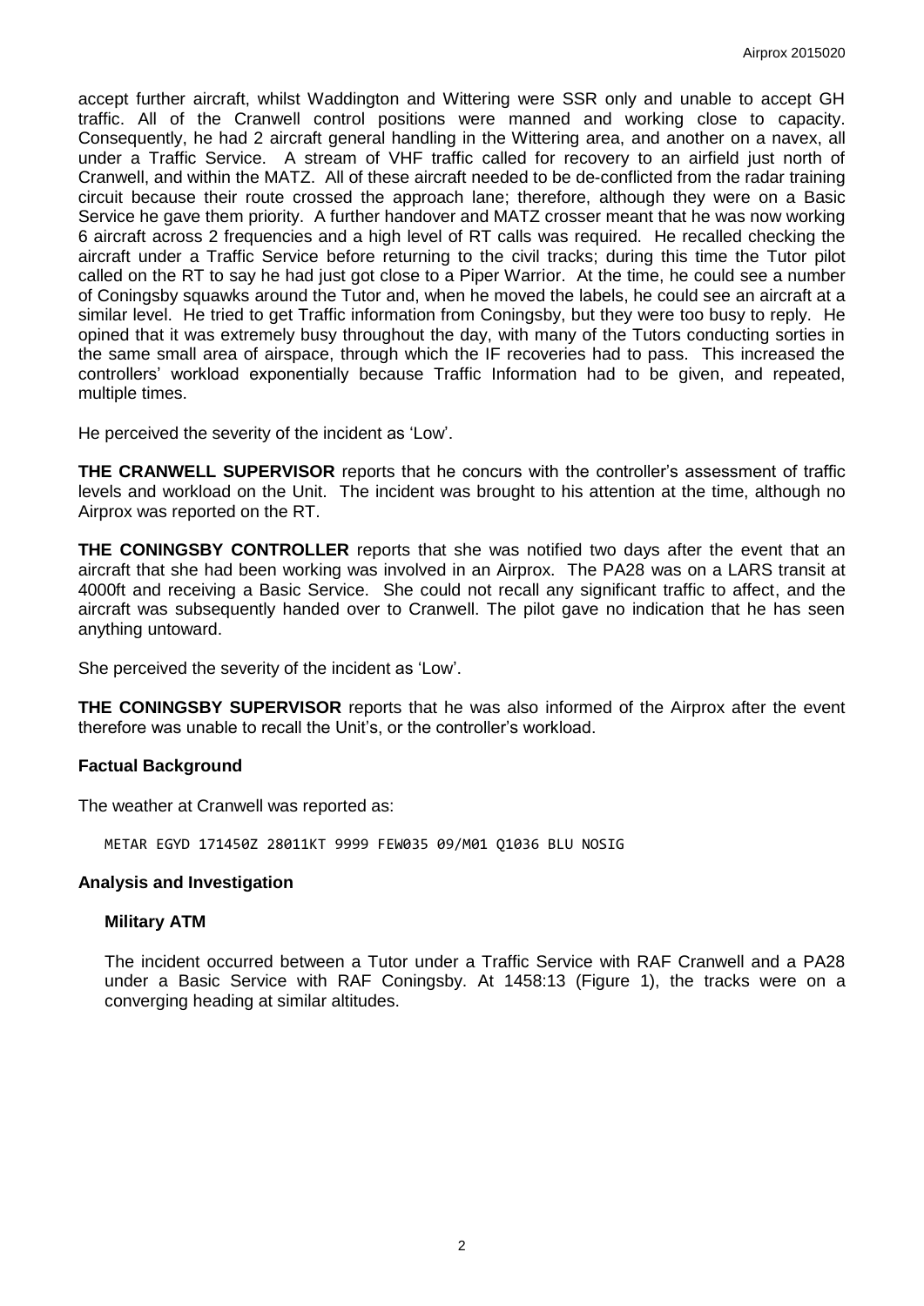accept further aircraft, whilst Waddington and Wittering were SSR only and unable to accept GH traffic. All of the Cranwell control positions were manned and working close to capacity. Consequently, he had 2 aircraft general handling in the Wittering area, and another on a navex, all under a Traffic Service. A stream of VHF traffic called for recovery to an airfield just north of Cranwell, and within the MATZ. All of these aircraft needed to be de-conflicted from the radar training circuit because their route crossed the approach lane; therefore, although they were on a Basic Service he gave them priority. A further handover and MATZ crosser meant that he was now working 6 aircraft across 2 frequencies and a high level of RT calls was required. He recalled checking the aircraft under a Traffic Service before returning to the civil tracks; during this time the Tutor pilot called on the RT to say he had just got close to a Piper Warrior. At the time, he could see a number of Coningsby squawks around the Tutor and, when he moved the labels, he could see an aircraft at a similar level. He tried to get Traffic information from Coningsby, but they were too busy to reply. He opined that it was extremely busy throughout the day, with many of the Tutors conducting sorties in the same small area of airspace, through which the IF recoveries had to pass. This increased the controllers' workload exponentially because Traffic Information had to be given, and repeated, multiple times.

He perceived the severity of the incident as 'Low'.

**THE CRANWELL SUPERVISOR** reports that he concurs with the controller's assessment of traffic levels and workload on the Unit. The incident was brought to his attention at the time, although no Airprox was reported on the RT.

**THE CONINGSBY CONTROLLER** reports that she was notified two days after the event that an aircraft that she had been working was involved in an Airprox. The PA28 was on a LARS transit at 4000ft and receiving a Basic Service. She could not recall any significant traffic to affect, and the aircraft was subsequently handed over to Cranwell. The pilot gave no indication that he has seen anything untoward.

She perceived the severity of the incident as 'Low'.

**THE CONINGSBY SUPERVISOR** reports that he was also informed of the Airprox after the event therefore was unable to recall the Unit's, or the controller's workload.

## Factual Background

The weather at Cranwell was reported as:

```
METAR EGYD 171450Z 28011KT 9999 FEW035 09/M01 Q1036 BLU NOSIG
```

## Analysis and Investigation

### Military ATM

The incident occurred between a Tutor under a Traffic Service with RAF Cranwell and a PA28 under a Basic Service with RAF Coningsby. At 1458:13 (Figure 1), the tracks were on a converging heading at similar altitudes.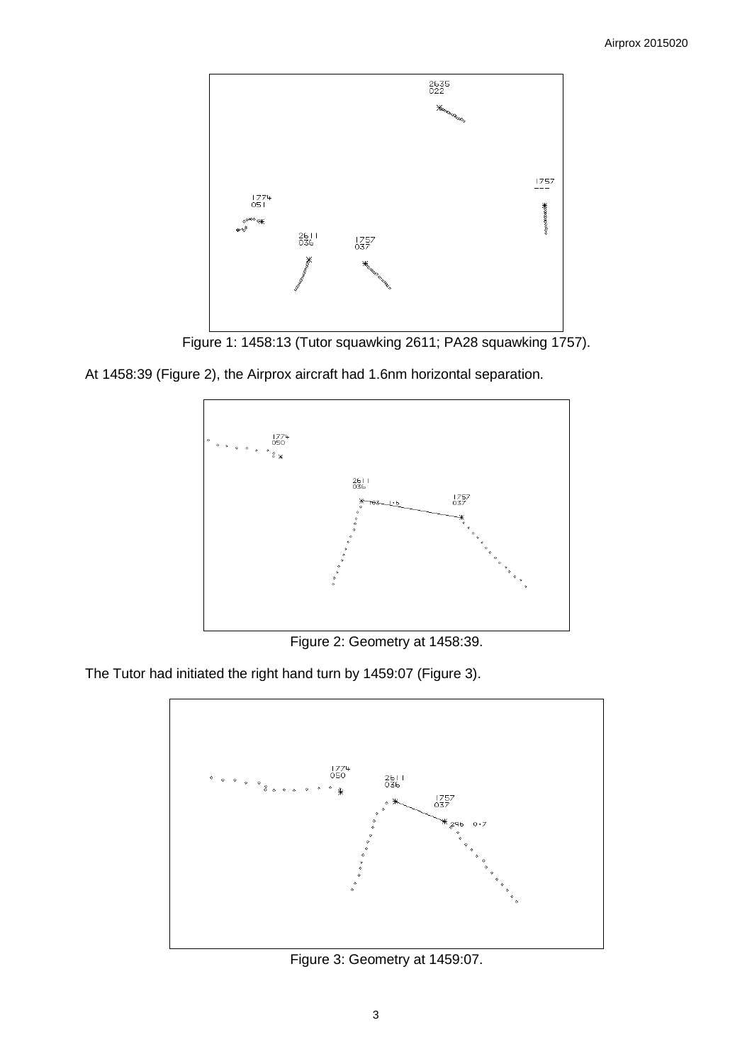Figure 1: 1458:13 (Tutor squawking 2611; PA28 squawking 1757).

At 1458:39 (Figure 2), the Airprox aircraft had 1.6nm horizontal separation.

Figure 2: Geometry at 1458:39.

The Tutor had initiated the right hand turn by 1459:07 (Figure 3).

Figure 3: Geometry at 1459:07.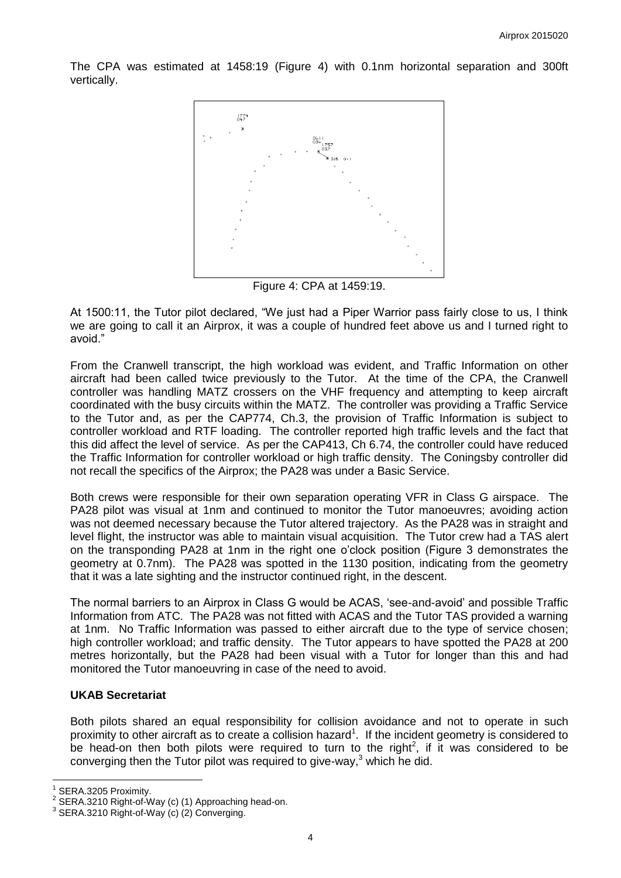The CPA was estimated at 1458:19 (Figure 4) with 0.1nm horizontal separation and 300ft vertically.

Figure 4: CPA at 1459:19.

At 1500:11, the Tutor pilot declared, "We just had a Piper Warrior pass fairly close to us, I think we are going to call it an Airprox, it was a couple of hundred feet above us and I turned right to avoid."

From the Cranwell transcript, the high workload was evident, and Traffic Information on other aircraft had been called twice previously to the Tutor. At the time of the CPA, the Cranwell controller was handling MATZ crossers on the VHF frequency and attempting to keep aircraft coordinated with the busy circuits within the MATZ. The controller was providing a Traffic Service to the Tutor and, as per the CAP774, Ch.3, the provision of Traffic Information is subject to controller workload and RTF loading. The controller reported high traffic levels and the fact that this did affect the level of service. As per the CAP413, Ch 6.74, the controller could have reduced the Traffic Information for controller workload or high traffic density. The Coningsby controller did not recall the specifics of the Airprox; the PA28 was under a Basic Service.

Both crews were responsible for their own separation operating VFR in Class G airspace. The PA28 pilot was visual at 1nm and continued to monitor the Tutor manoeuvres; avoiding action was not deemed necessary because the Tutor altered trajectory. As the PA28 was in straight and level flight, the instructor was able to maintain visual acquisition. The Tutor crew had a TAS alert on the transponding PA28 at 1nm in the right one o'clock position (Figure 3 demonstrates the geometry at 0.7nm). The PA28 was spotted in the 1130 position, indicating from the geometry that it was a late sighting and the instructor continued right, in the descent.

The normal barriers to an Airprox in Class G would be ACAS, 'see-and-avoid' and possible Traffic Information from ATC. The PA28 was not fitted with ACAS and the Tutor TAS provided a warning at 1nm. No Traffic Information was passed to either aircraft due to the type of service chosen; high controller workload; and traffic density. The Tutor appears to have spotted the PA28 at 200 metres horizontally, but the PA28 had been visual with a Tutor for longer than this and had monitored the Tutor manoeuvring in case of the need to avoid.

## UKAB Secretariat

Both pilots shared an equal responsibility for collision avoidance and not to operate in such proximity to other aircraft as to create a collision hazard[1]. If the incident geometry is considered to be head-on then both pilots were required to turn to the right[2], if it was considered to be converging then the Tutor pilot was required to give-way,[3] which he did.

---

[1] SERA.3205 Proximity.

[2] SERA.3210 Right-of-Way (c) (1) Approaching head-on.

[3] SERA.3210 Right-of-Way (c) (2) Converging.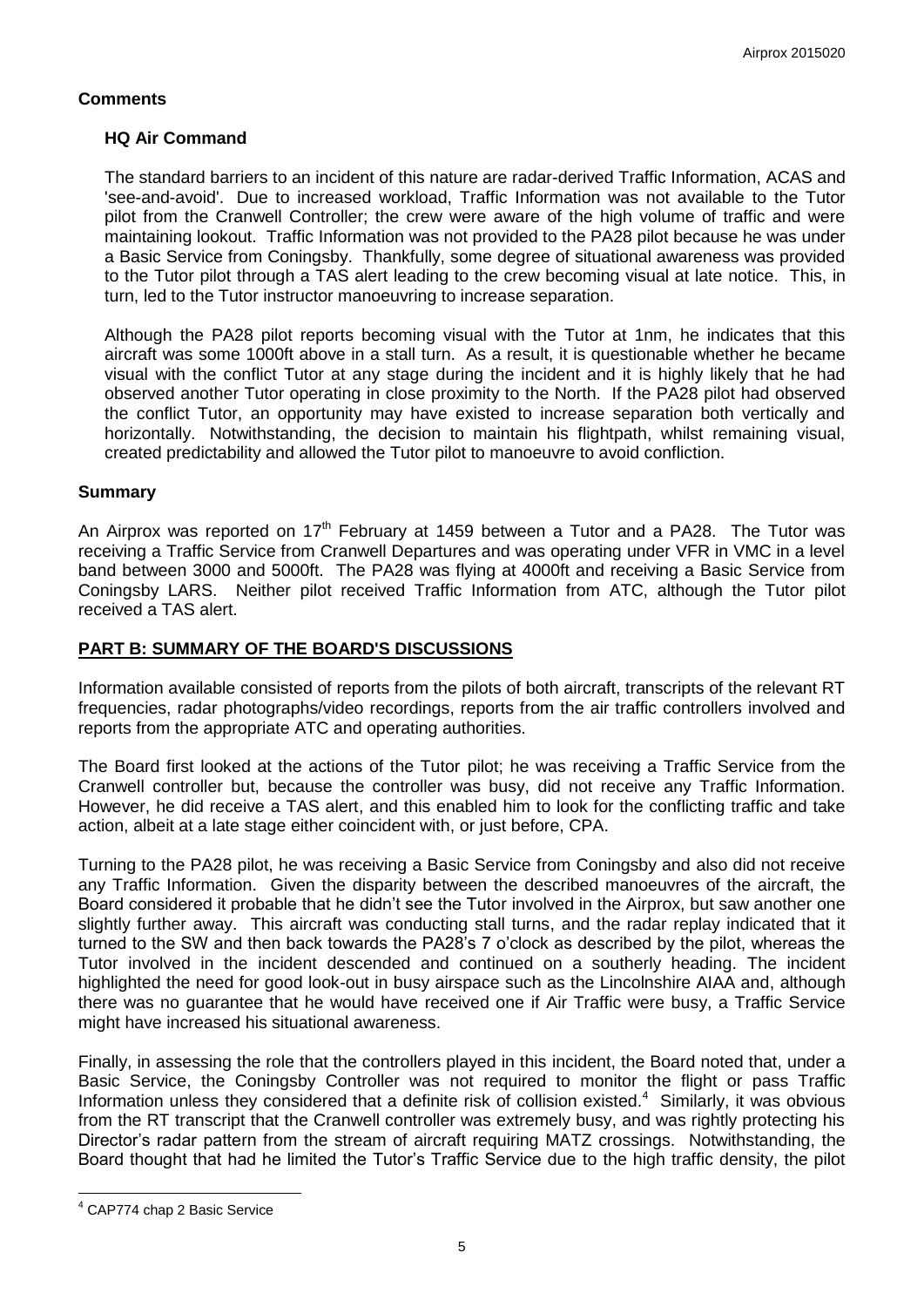## Comments

### HQ Air Command

The standard barriers to an incident of this nature are radar-derived Traffic Information, ACAS and 'see-and-avoid'. Due to increased workload, Traffic Information was not available to the Tutor pilot from the Cranwell Controller; the crew were aware of the high volume of traffic and were maintaining lookout. Traffic Information was not provided to the PA28 pilot because he was under a Basic Service from Coningsby. Thankfully, some degree of situational awareness was provided to the Tutor pilot through a TAS alert leading to the crew becoming visual at late notice. This, in turn, led to the Tutor instructor manoeuvring to increase separation.

Although the PA28 pilot reports becoming visual with the Tutor at 1nm, he indicates that this aircraft was some 1000ft above in a stall turn. As a result, it is questionable whether he became visual with the conflict Tutor at any stage during the incident and it is highly likely that he had observed another Tutor operating in close proximity to the North. If the PA28 pilot had observed the conflict Tutor, an opportunity may have existed to increase separation both vertically and horizontally. Notwithstanding, the decision to maintain his flightpath, whilst remaining visual, created predictability and allowed the Tutor pilot to manoeuvre to avoid confliction.

## Summary

An Airprox was reported on 17th February at 1459 between a Tutor and a PA28. The Tutor was receiving a Traffic Service from Cranwell Departures and was operating under VFR in VMC in a level band between 3000 and 5000ft. The PA28 was flying at 4000ft and receiving a Basic Service from Coningsby LARS. Neither pilot received Traffic Information from ATC, although the Tutor pilot received a TAS alert.

## PART B: SUMMARY OF THE BOARD'S DISCUSSIONS

Information available consisted of reports from the pilots of both aircraft, transcripts of the relevant RT frequencies, radar photographs/video recordings, reports from the air traffic controllers involved and reports from the appropriate ATC and operating authorities.

The Board first looked at the actions of the Tutor pilot; he was receiving a Traffic Service from the Cranwell controller but, because the controller was busy, did not receive any Traffic Information. However, he did receive a TAS alert, and this enabled him to look for the conflicting traffic and take action, albeit at a late stage either coincident with, or just before, CPA.

Turning to the PA28 pilot, he was receiving a Basic Service from Coningsby and also did not receive any Traffic Information. Given the disparity between the described manoeuvres of the aircraft, the Board considered it probable that he didn't see the Tutor involved in the Airprox, but saw another one slightly further away. This aircraft was conducting stall turns, and the radar replay indicated that it turned to the SW and then back towards the PA28's 7 o'clock as described by the pilot, whereas the Tutor involved in the incident descended and continued on a southerly heading. The incident highlighted the need for good look-out in busy airspace such as the Lincolnshire AIAA and, although there was no guarantee that he would have received one if Air Traffic were busy, a Traffic Service might have increased his situational awareness.

Finally, in assessing the role that the controllers played in this incident, the Board noted that, under a Basic Service, the Coningsby Controller was not required to monitor the flight or pass Traffic Information unless they considered that a definite risk of collision existed.[4] Similarly, it was obvious from the RT transcript that the Cranwell controller was extremely busy, and was rightly protecting his Director's radar pattern from the stream of aircraft requiring MATZ crossings. Notwithstanding, the Board thought that had he limited the Tutor's Traffic Service due to the high traffic density, the pilot

[4] CAP774 chap 2 Basic Service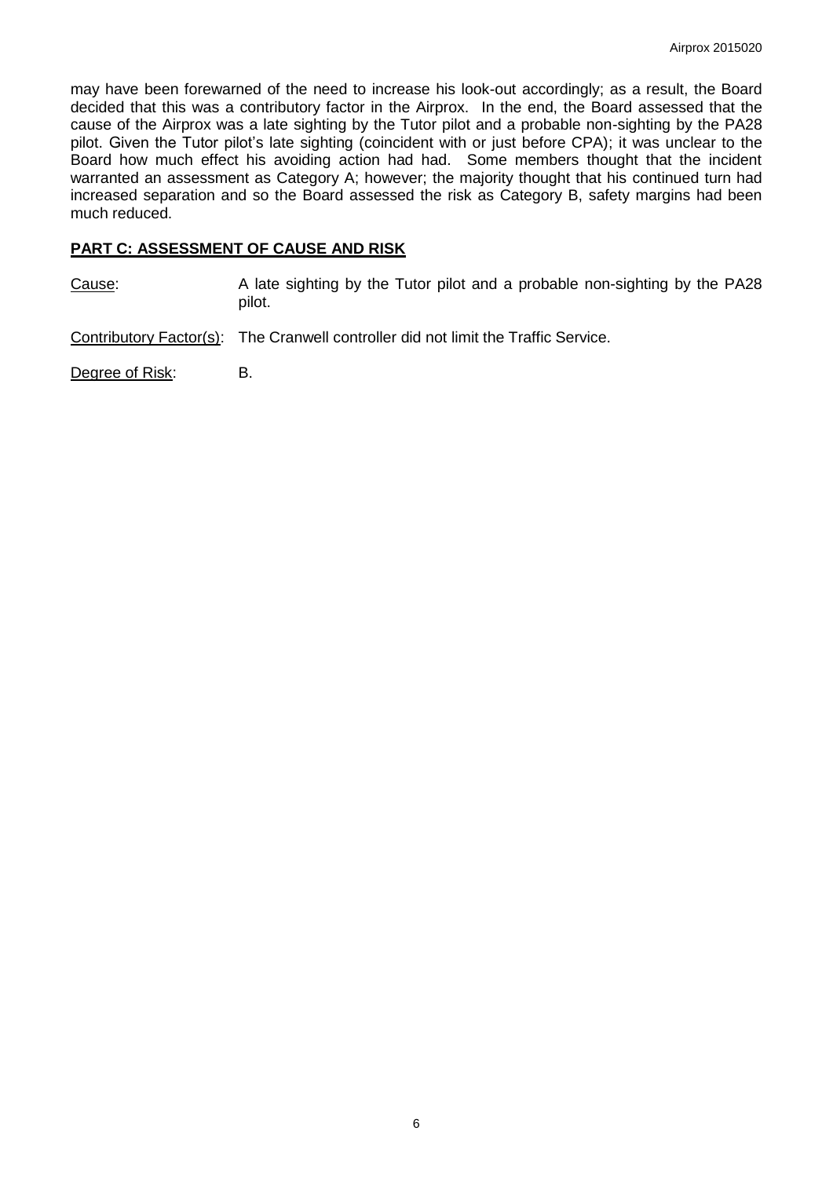may have been forewarned of the need to increase his look-out accordingly; as a result, the Board decided that this was a contributory factor in the Airprox. In the end, the Board assessed that the cause of the Airprox was a late sighting by the Tutor pilot and a probable non-sighting by the PA28 pilot. Given the Tutor pilot's late sighting (coincident with or just before CPA); it was unclear to the Board how much effect his avoiding action had had. Some members thought that the incident warranted an assessment as Category A; however; the majority thought that his continued turn had increased separation and so the Board assessed the risk as Category B, safety margins had been much reduced.

## PART C: ASSESSMENT OF CAUSE AND RISK

Cause: A late sighting by the Tutor pilot and a probable non-sighting by the PA28 pilot.

Contributory Factor(s): The Cranwell controller did not limit the Traffic Service.

Degree of Risk: B.